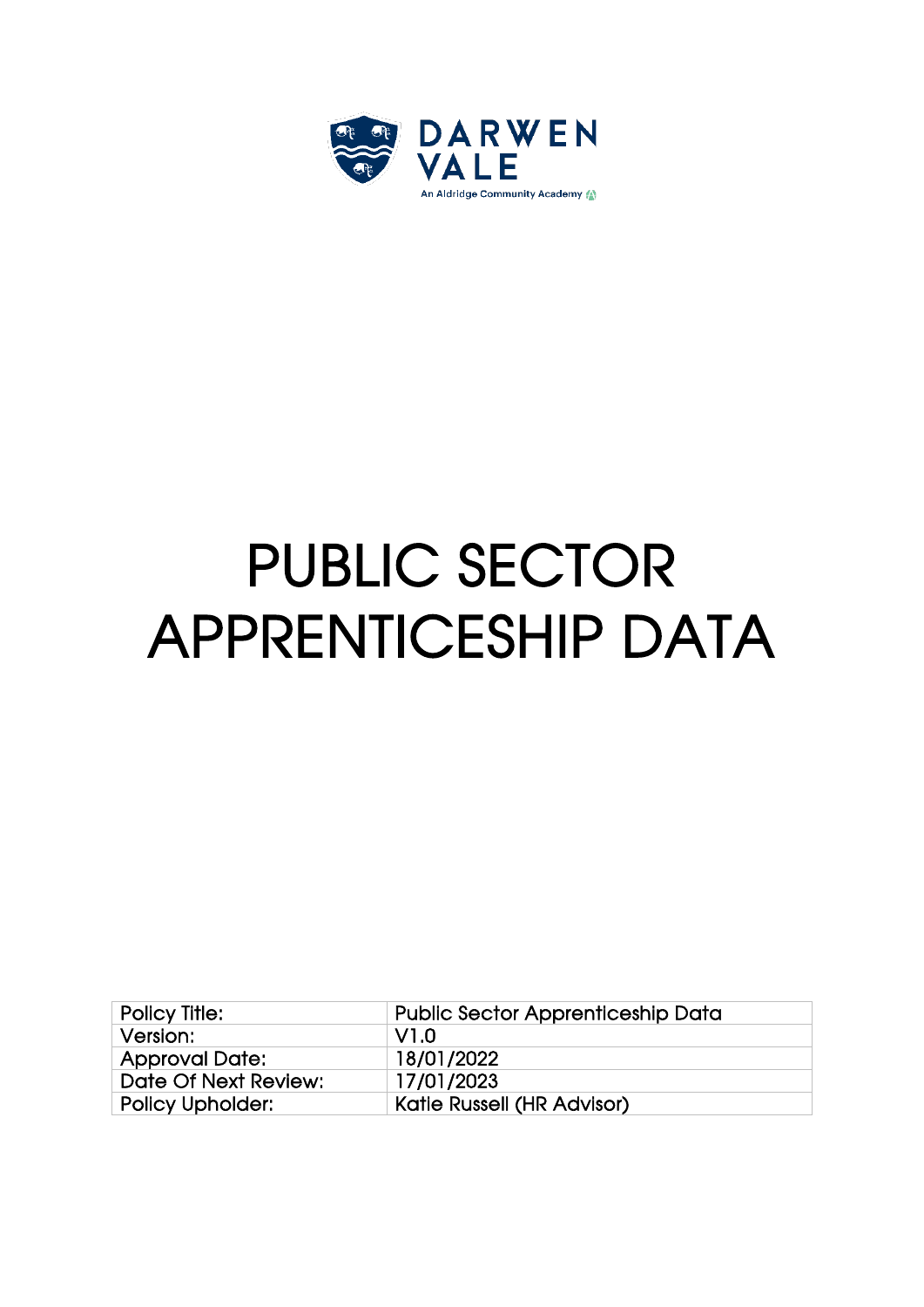DARWEN VALE

An Aldridge Community Academy

# PUBLIC SECTOR APPRENTICESHIP DATA

| Policy Title: | Public Sector Apprenticeship Data |
|---|---|
| Version: | V1.0 |
| Approval Date: | 18/01/2022 |
| Date Of Next Review: | 17/01/2023 |
| Policy Upholder: | Katie Russell (HR Advisor) |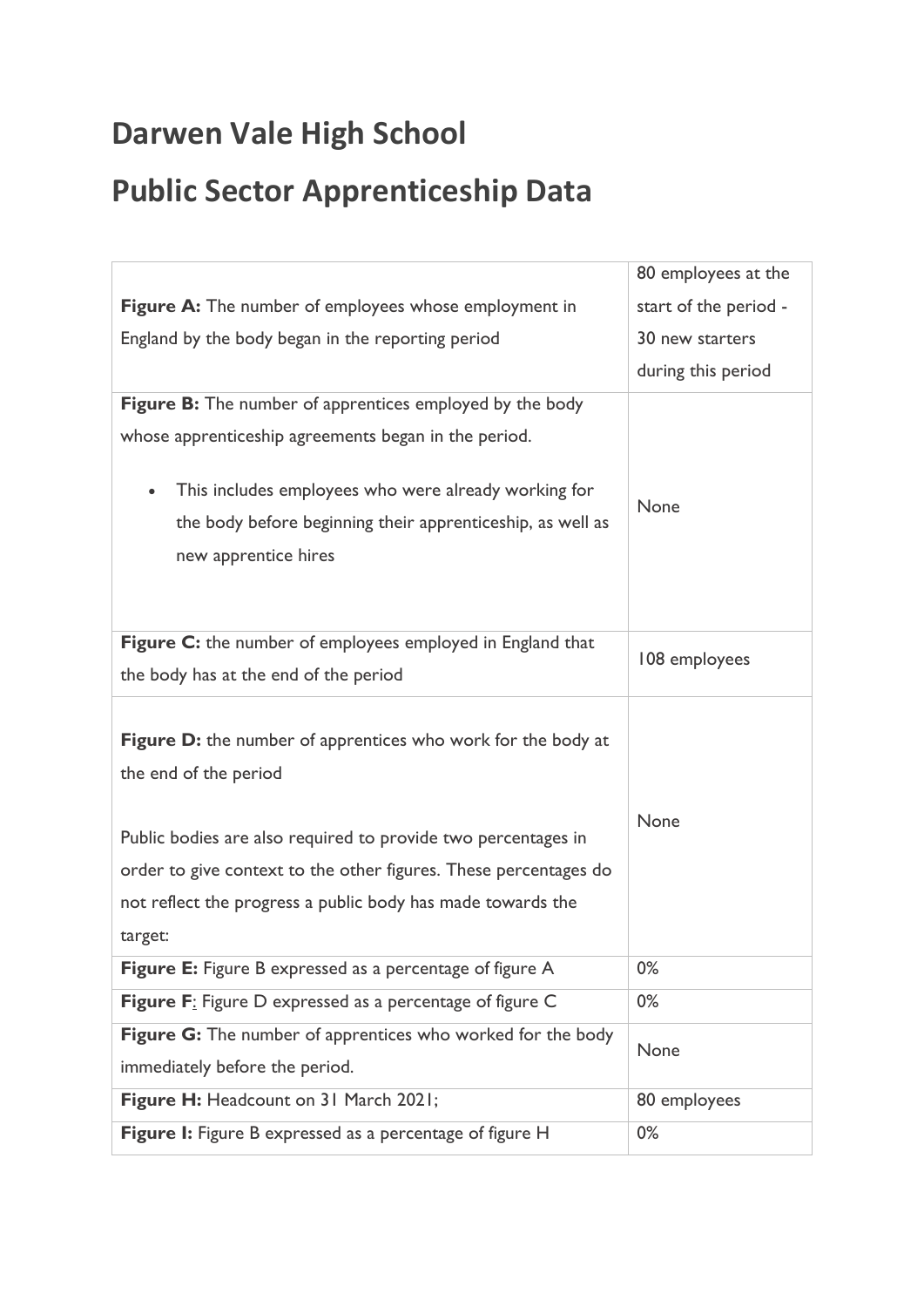# Darwen Vale High School

# Public Sector Apprenticeship Data

| | |
|---|---|
| **Figure A:** The number of employees whose employment in England by the body began in the reporting period | 80 employees at the start of the period - 30 new starters during this period |
| **Figure B:** The number of apprentices employed by the body whose apprenticeship agreements began in the period.<br><br>• This includes employees who were already working for the body before beginning their apprenticeship, as well as new apprentice hires | None |
| **Figure C:** the number of employees employed in England that the body has at the end of the period | 108 employees |
| **Figure D:** the number of apprentices who work for the body at the end of the period<br><br>Public bodies are also required to provide two percentages in order to give context to the other figures. These percentages do not reflect the progress a public body has made towards the target: | None |
| **Figure E:** Figure B expressed as a percentage of figure A | 0% |
| **Figure F**: Figure D expressed as a percentage of figure C | 0% |
| **Figure G:** The number of apprentices who worked for the body immediately before the period. | None |
| **Figure H:** Headcount on 31 March 2021; | 80 employees |
| **Figure I:** Figure B expressed as a percentage of figure H | 0% |